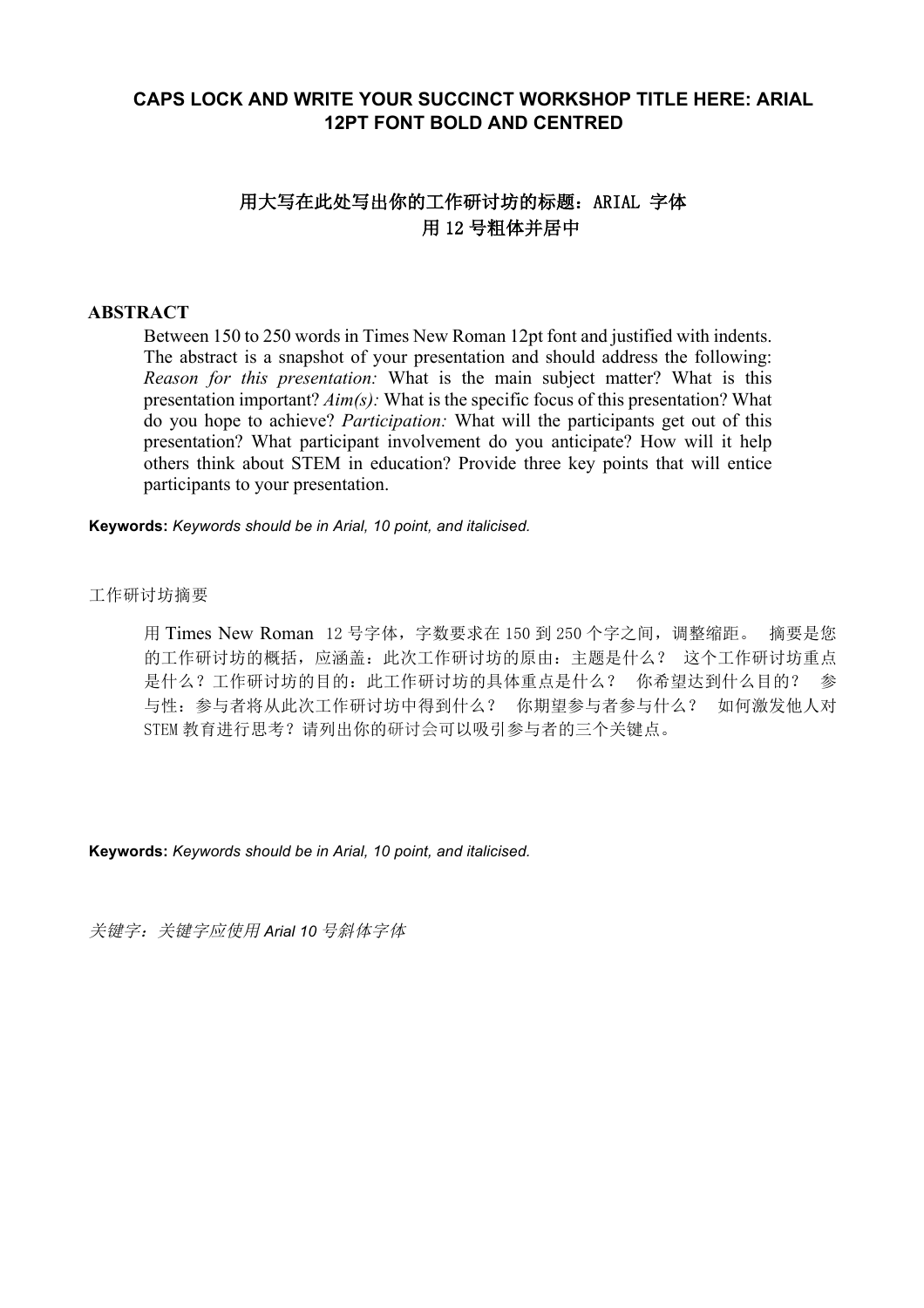**CAPS LOCK AND WRITE YOUR SUCCINCT WORKSHOP TITLE HERE: ARIAL 12PT FONT BOLD AND CENTRED**

**用大写在此处写出你的工作研讨坊的标题：ARIAL 字体 用 12 号粗体并居中**

**ABSTRACT**

Between 150 to 250 words in Times New Roman 12pt font and justified with indents. The abstract is a snapshot of your presentation and should address the following: *Reason for this presentation:* What is the main subject matter? What is this presentation important? *Aim(s):* What is the specific focus of this presentation? What do you hope to achieve? *Participation:* What will the participants get out of this presentation? What participant involvement do you anticipate? How will it help others think about STEM in education? Provide three key points that will entice participants to your presentation.

**Keywords:** *Keywords should be in Arial, 10 point, and italicised.*

工作研讨坊摘要

用 Times New Roman 12 号字体，字数要求在 150 到 250 个字之间，调整缩距。 摘要是您的工作研讨坊的概括，应涵盖：此次工作研讨坊的原由：主题是什么？ 这个工作研讨坊重点是什么？工作研讨坊的目的：此工作研讨坊的具体重点是什么？ 你希望达到什么目的？ 参与性：参与者将从此次工作研讨坊中得到什么？ 你期望参与者参与什么？ 如何激发他人对 STEM 教育进行思考？请列出你的研讨会可以吸引参与者的三个关键点。

**Keywords:** *Keywords should be in Arial, 10 point, and italicised.*

*关键字：关键字应使用 Arial 10 号斜体字体*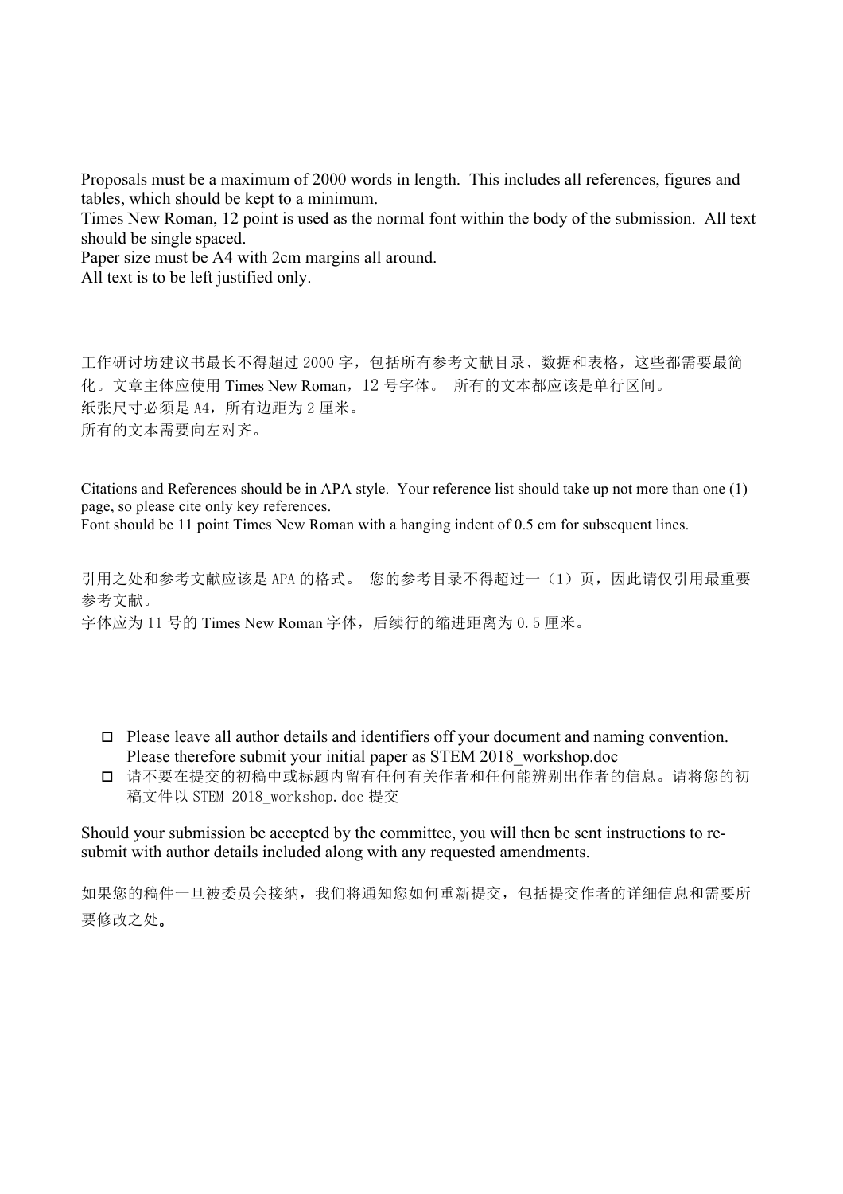Proposals must be a maximum of 2000 words in length. This includes all references, figures and tables, which should be kept to a minimum.
Times New Roman, 12 point is used as the normal font within the body of the submission. All text should be single spaced.
Paper size must be A4 with 2cm margins all around.
All text is to be left justified only.

工作研讨坊建议书最长不得超过 2000 字，包括所有参考文献目录、数据和表格，这些都需要最简化。文章主体应使用 Times New Roman，12 号字体。 所有的文本都应该是单行区间。
纸张尺寸必须是 A4，所有边距为 2 厘米。
所有的文本需要向左对齐。

Citations and References should be in APA style. Your reference list should take up not more than one (1) page, so please cite only key references.
Font should be 11 point Times New Roman with a hanging indent of 0.5 cm for subsequent lines.

引用之处和参考文献应该是 APA 的格式。 您的参考目录不得超过一（1）页，因此请仅引用最重要参考文献。
字体应为 11 号的 Times New Roman 字体，后续行的缩进距离为 0.5 厘米。

- ◻ Please leave all author details and identifiers off your document and naming convention. Please therefore submit your initial paper as STEM 2018_workshop.doc
- ◻ 请不要在提交的初稿中或标题内留有任何有关作者和任何能辨别出作者的信息。请将您的初稿文件以 STEM 2018_workshop.doc 提交

Should your submission be accepted by the committee, you will then be sent instructions to re-submit with author details included along with any requested amendments.

如果您的稿件一旦被委员会接纳，我们将通知您如何重新提交，包括提交作者的详细信息和需要所要修改之处。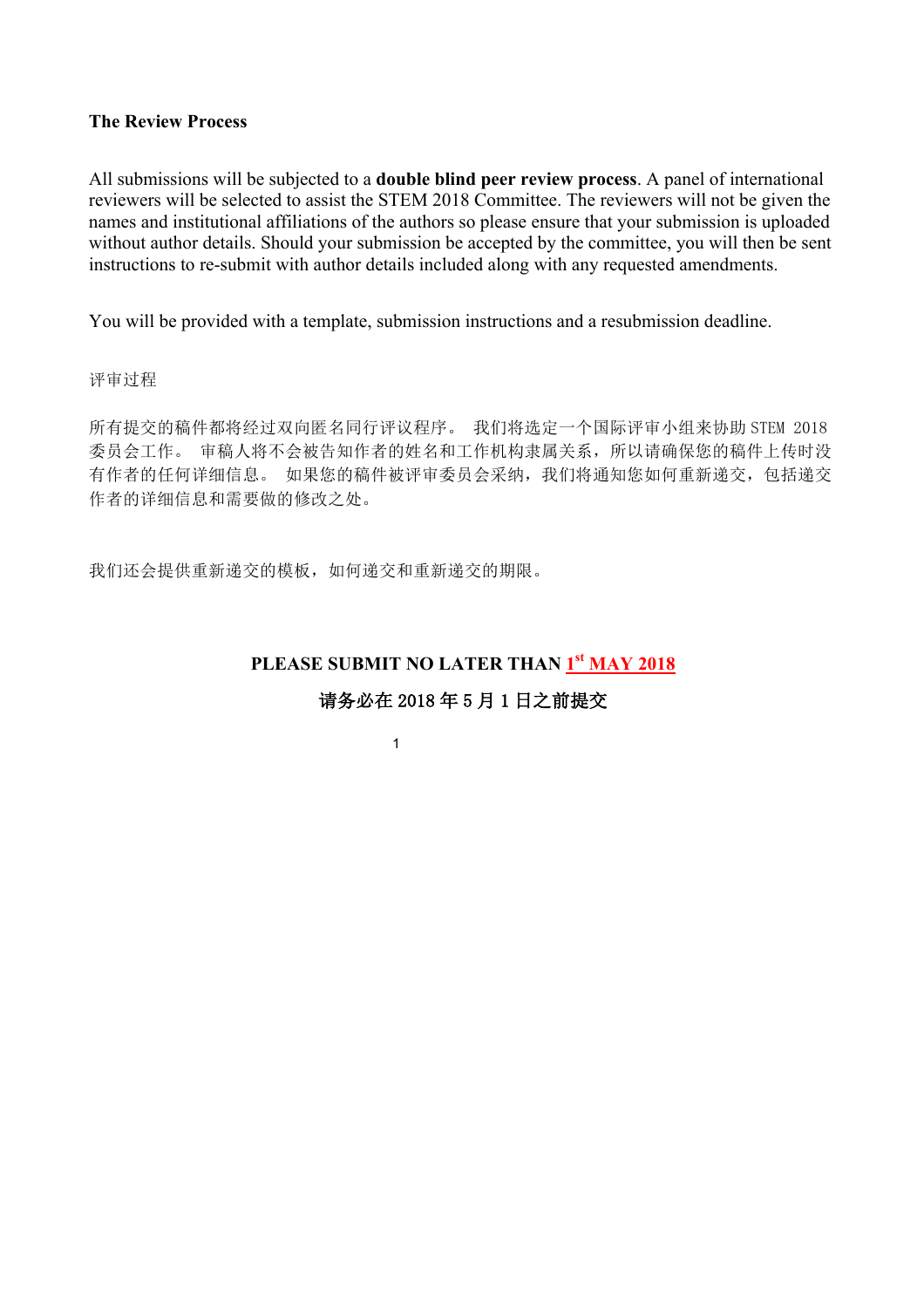**The Review Process**

All submissions will be subjected to a **double blind peer review process**. A panel of international reviewers will be selected to assist the STEM 2018 Committee. The reviewers will not be given the names and institutional affiliations of the authors so please ensure that your submission is uploaded without author details. Should your submission be accepted by the committee, you will then be sent instructions to re-submit with author details included along with any requested amendments.

You will be provided with a template, submission instructions and a resubmission deadline.

评审过程

所有提交的稿件都将经过双向匿名同行评议程序。 我们将选定一个国际评审小组来协助 STEM 2018 委员会工作。 审稿人将不会被告知作者的姓名和工作机构隶属关系，所以请确保您的稿件上传时没有作者的任何详细信息。 如果您的稿件被评审委员会采纳，我们将通知您如何重新递交，包括递交作者的详细信息和需要做的修改之处。

我们还会提供重新递交的模板，如何递交和重新递交的期限。

**PLEASE SUBMIT NO LATER THAN 1st MAY 2018**

**请务必在 2018 年 5 月 1 日之前提交**